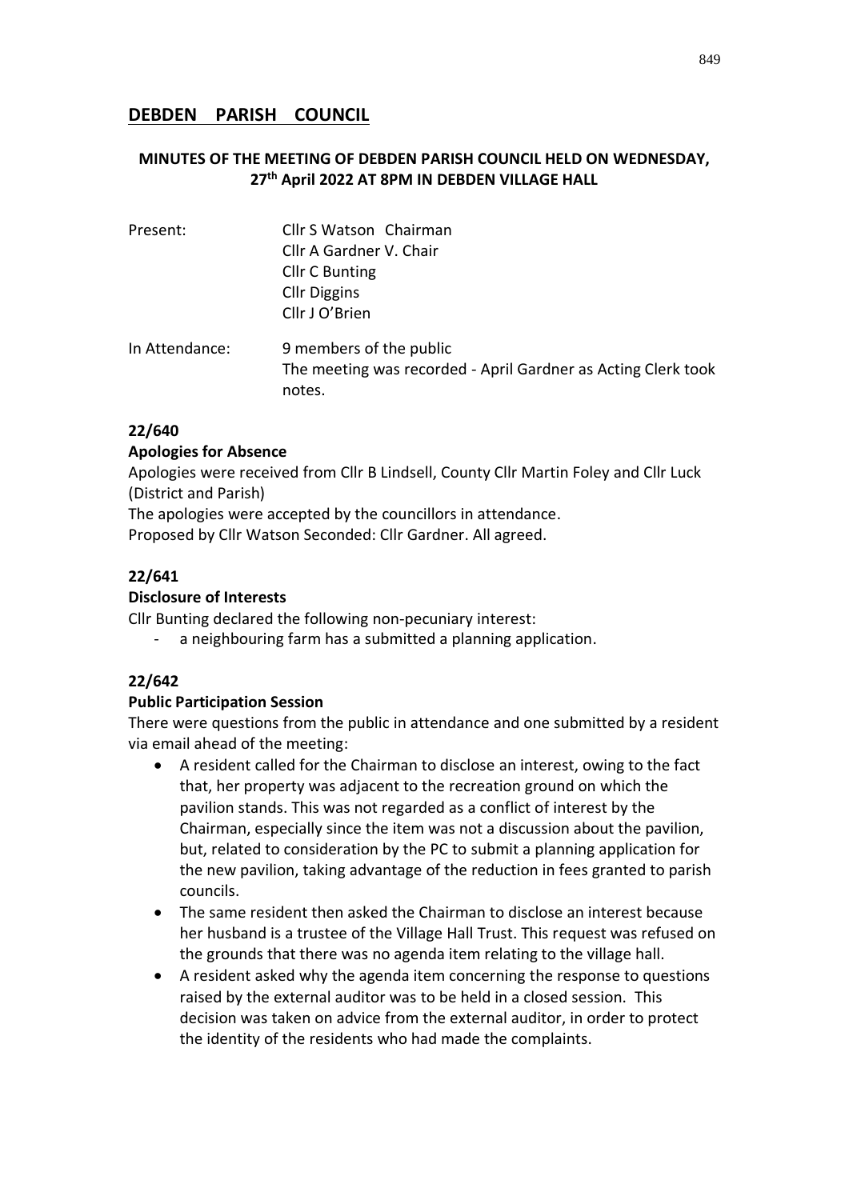# DEBDEN PARISH COUNCIL

## MINUTES OF THE MEETING OF DEBDEN PARISH COUNCIL HELD ON WEDNESDAY, 27th April 2022 AT 8PM IN DEBDEN VILLAGE HALL

| | |
|---|---|
| Present: | Cllr S Watson Chairman<br>Cllr A Gardner V. Chair<br>Cllr C Bunting<br>Cllr Diggins<br>Cllr J O'Brien |
| In Attendance: | 9 members of the public<br>The meeting was recorded - April Gardner as Acting Clerk took notes. |

**22/640**

**Apologies for Absence**

Apologies were received from Cllr B Lindsell, County Cllr Martin Foley and Cllr Luck (District and Parish)

The apologies were accepted by the councillors in attendance.

Proposed by Cllr Watson Seconded: Cllr Gardner. All agreed.

**22/641**

**Disclosure of Interests**

Cllr Bunting declared the following non-pecuniary interest:

- a neighbouring farm has a submitted a planning application.

**22/642**

**Public Participation Session**

There were questions from the public in attendance and one submitted by a resident via email ahead of the meeting:

- A resident called for the Chairman to disclose an interest, owing to the fact that, her property was adjacent to the recreation ground on which the pavilion stands. This was not regarded as a conflict of interest by the Chairman, especially since the item was not a discussion about the pavilion, but, related to consideration by the PC to submit a planning application for the new pavilion, taking advantage of the reduction in fees granted to parish councils.
- The same resident then asked the Chairman to disclose an interest because her husband is a trustee of the Village Hall Trust. This request was refused on the grounds that there was no agenda item relating to the village hall.
- A resident asked why the agenda item concerning the response to questions raised by the external auditor was to be held in a closed session. This decision was taken on advice from the external auditor, in order to protect the identity of the residents who had made the complaints.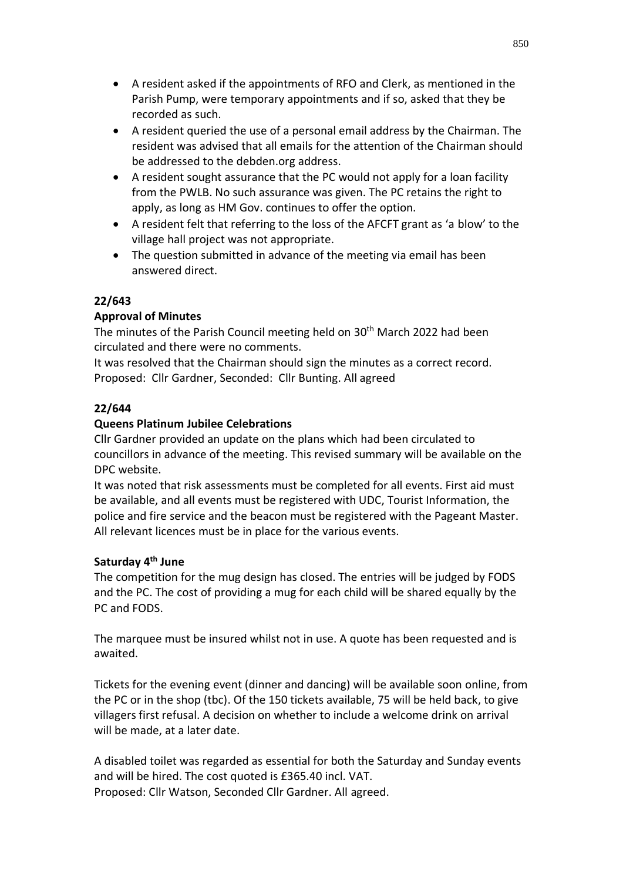- A resident asked if the appointments of RFO and Clerk, as mentioned in the Parish Pump, were temporary appointments and if so, asked that they be recorded as such.
- A resident queried the use of a personal email address by the Chairman. The resident was advised that all emails for the attention of the Chairman should be addressed to the debden.org address.
- A resident sought assurance that the PC would not apply for a loan facility from the PWLB. No such assurance was given. The PC retains the right to apply, as long as HM Gov. continues to offer the option.
- A resident felt that referring to the loss of the AFCFT grant as 'a blow' to the village hall project was not appropriate.
- The question submitted in advance of the meeting via email has been answered direct.

**22/643**

**Approval of Minutes**

The minutes of the Parish Council meeting held on 30th March 2022 had been circulated and there were no comments.
It was resolved that the Chairman should sign the minutes as a correct record.
Proposed: Cllr Gardner, Seconded: Cllr Bunting. All agreed

**22/644**

**Queens Platinum Jubilee Celebrations**

Cllr Gardner provided an update on the plans which had been circulated to councillors in advance of the meeting. This revised summary will be available on the DPC website.
It was noted that risk assessments must be completed for all events. First aid must be available, and all events must be registered with UDC, Tourist Information, the police and fire service and the beacon must be registered with the Pageant Master. All relevant licences must be in place for the various events.

**Saturday 4th June**

The competition for the mug design has closed. The entries will be judged by FODS and the PC. The cost of providing a mug for each child will be shared equally by the PC and FODS.

The marquee must be insured whilst not in use. A quote has been requested and is awaited.

Tickets for the evening event (dinner and dancing) will be available soon online, from the PC or in the shop (tbc). Of the 150 tickets available, 75 will be held back, to give villagers first refusal. A decision on whether to include a welcome drink on arrival will be made, at a later date.

A disabled toilet was regarded as essential for both the Saturday and Sunday events and will be hired. The cost quoted is £365.40 incl. VAT.
Proposed: Cllr Watson, Seconded Cllr Gardner. All agreed.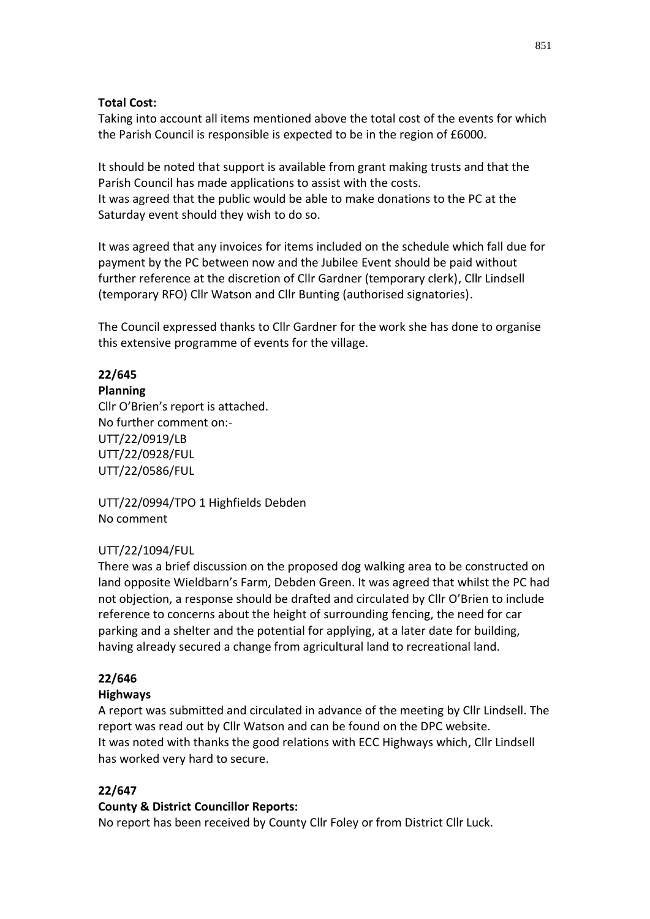**Total Cost:**

Taking into account all items mentioned above the total cost of the events for which the Parish Council is responsible is expected to be in the region of £6000.

It should be noted that support is available from grant making trusts and that the Parish Council has made applications to assist with the costs.
It was agreed that the public would be able to make donations to the PC at the Saturday event should they wish to do so.

It was agreed that any invoices for items included on the schedule which fall due for payment by the PC between now and the Jubilee Event should be paid without further reference at the discretion of Cllr Gardner (temporary clerk), Cllr Lindsell (temporary RFO) Cllr Watson and Cllr Bunting (authorised signatories).

The Council expressed thanks to Cllr Gardner for the work she has done to organise this extensive programme of events for the village.

**22/645**

**Planning**

Cllr O'Brien's report is attached.
No further comment on:-
UTT/22/0919/LB
UTT/22/0928/FUL
UTT/22/0586/FUL

UTT/22/0994/TPO 1 Highfields Debden
No comment

UTT/22/1094/FUL
There was a brief discussion on the proposed dog walking area to be constructed on land opposite Wieldbarn's Farm, Debden Green. It was agreed that whilst the PC had not objection, a response should be drafted and circulated by Cllr O'Brien to include reference to concerns about the height of surrounding fencing, the need for car parking and a shelter and the potential for applying, at a later date for building, having already secured a change from agricultural land to recreational land.

**22/646**

**Highways**

A report was submitted and circulated in advance of the meeting by Cllr Lindsell. The report was read out by Cllr Watson and can be found on the DPC website.
It was noted with thanks the good relations with ECC Highways which, Cllr Lindsell has worked very hard to secure.

**22/647**

**County & District Councillor Reports:**

No report has been received by County Cllr Foley or from District Cllr Luck.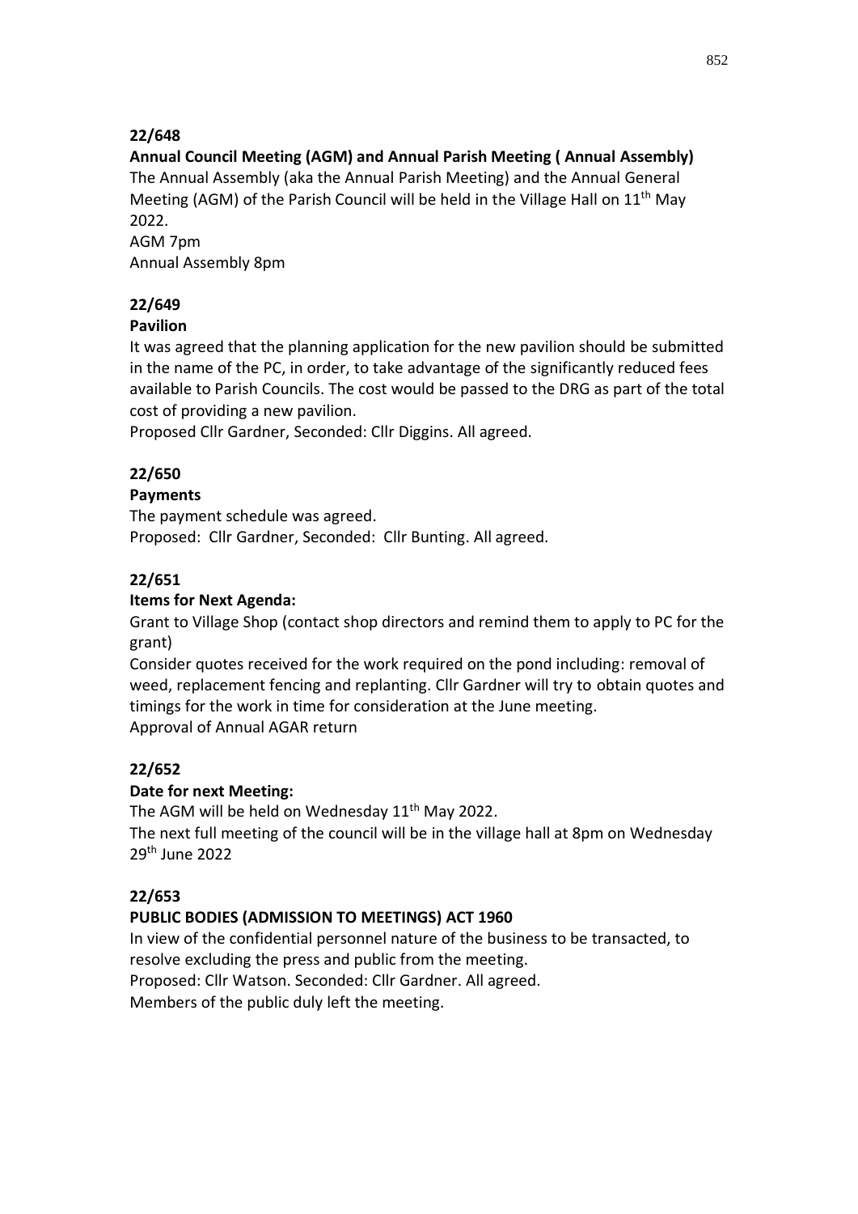**22/648**

**Annual Council Meeting (AGM) and Annual Parish Meeting ( Annual Assembly)**

The Annual Assembly (aka the Annual Parish Meeting) and the Annual General Meeting (AGM) of the Parish Council will be held in the Village Hall on 11th May 2022.

AGM 7pm

Annual Assembly 8pm

**22/649**

**Pavilion**

It was agreed that the planning application for the new pavilion should be submitted in the name of the PC, in order, to take advantage of the significantly reduced fees available to Parish Councils. The cost would be passed to the DRG as part of the total cost of providing a new pavilion.

Proposed Cllr Gardner, Seconded: Cllr Diggins. All agreed.

**22/650**

**Payments**

The payment schedule was agreed.

Proposed: Cllr Gardner, Seconded: Cllr Bunting. All agreed.

**22/651**

**Items for Next Agenda:**

Grant to Village Shop (contact shop directors and remind them to apply to PC for the grant)

Consider quotes received for the work required on the pond including: removal of weed, replacement fencing and replanting. Cllr Gardner will try to obtain quotes and timings for the work in time for consideration at the June meeting.

Approval of Annual AGAR return

**22/652**

**Date for next Meeting:**

The AGM will be held on Wednesday 11th May 2022.

The next full meeting of the council will be in the village hall at 8pm on Wednesday 29th June 2022

**22/653**

**PUBLIC BODIES (ADMISSION TO MEETINGS) ACT 1960**

In view of the confidential personnel nature of the business to be transacted, to resolve excluding the press and public from the meeting.

Proposed: Cllr Watson. Seconded: Cllr Gardner. All agreed.

Members of the public duly left the meeting.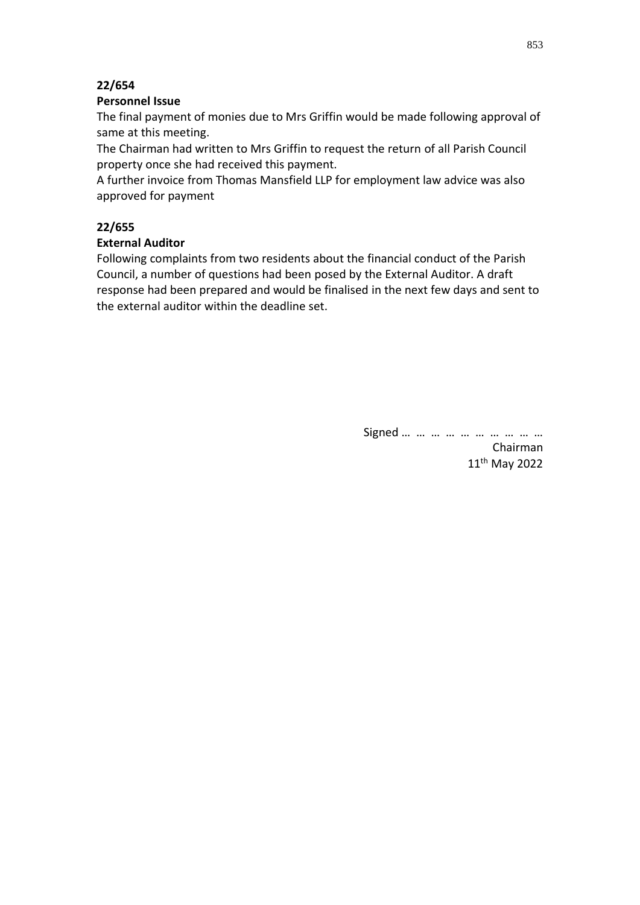**22/654**

**Personnel Issue**

The final payment of monies due to Mrs Griffin would be made following approval of same at this meeting.

The Chairman had written to Mrs Griffin to request the return of all Parish Council property once she had received this payment.

A further invoice from Thomas Mansfield LLP for employment law advice was also approved for payment

**22/655**

**External Auditor**

Following complaints from two residents about the financial conduct of the Parish Council, a number of questions had been posed by the External Auditor. A draft response had been prepared and would be finalised in the next few days and sent to the external auditor within the deadline set.

Signed … … … … … … … … … …

Chairman

11th May 2022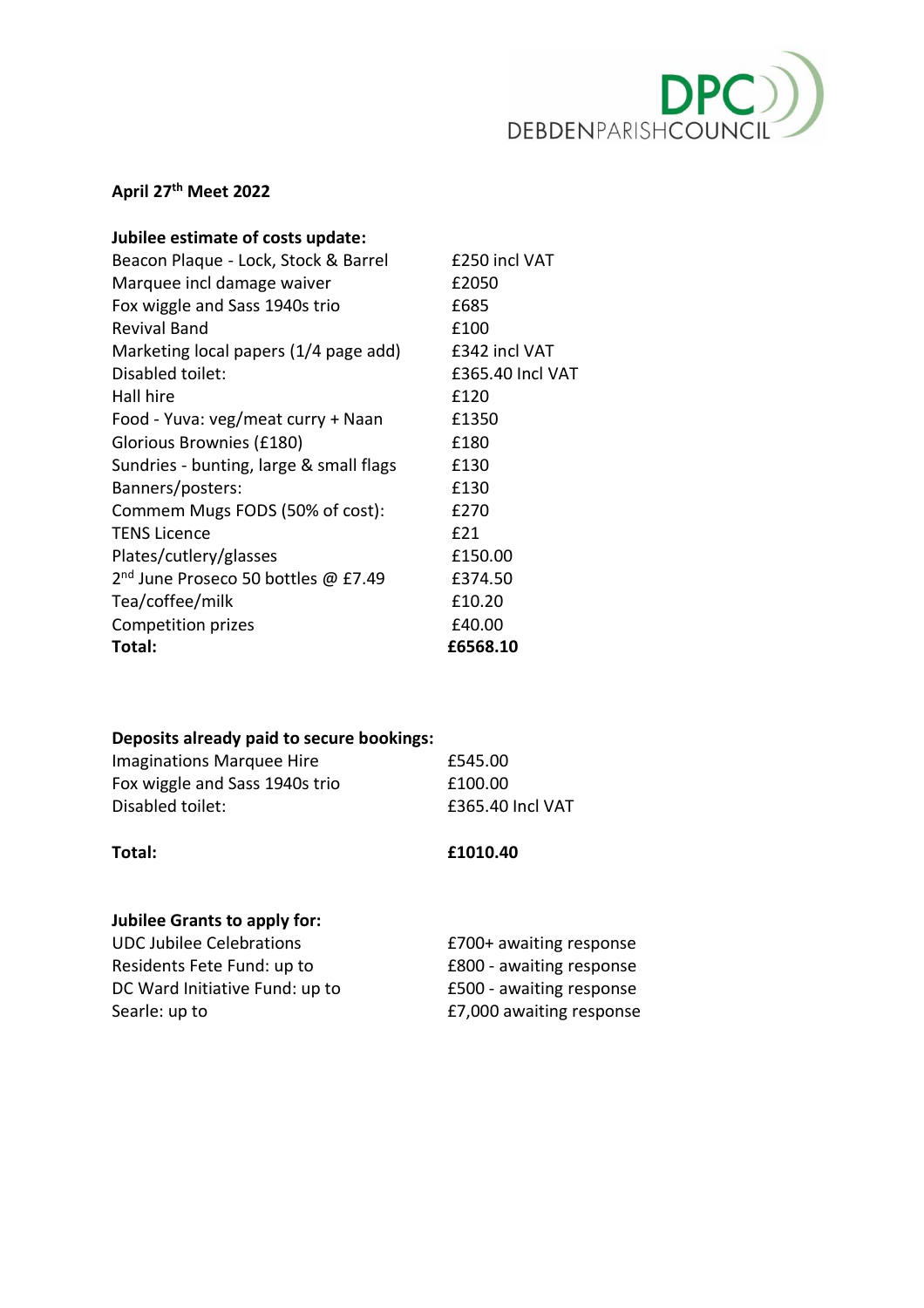DEBDEN PARISH COUNCIL

**April 27th Meet 2022**

**Jubilee estimate of costs update:**

| | |
|---|---|
| Beacon Plaque - Lock, Stock & Barrel | £250 incl VAT |
| Marquee incl damage waiver | £2050 |
| Fox wiggle and Sass 1940s trio | £685 |
| Revival Band | £100 |
| Marketing local papers (1/4 page add) | £342 incl VAT |
| Disabled toilet: | £365.40 Incl VAT |
| Hall hire | £120 |
| Food - Yuva: veg/meat curry + Naan | £1350 |
| Glorious Brownies (£180) | £180 |
| Sundries - bunting, large & small flags | £130 |
| Banners/posters: | £130 |
| Commem Mugs FODS (50% of cost): | £270 |
| TENS Licence | £21 |
| Plates/cutlery/glasses | £150.00 |
| 2nd June Proseco 50 bottles @ £7.49 | £374.50 |
| Tea/coffee/milk | £10.20 |
| Competition prizes | £40.00 |
| **Total:** | **£6568.10** |

**Deposits already paid to secure bookings:**

| | |
|---|---|
| Imaginations Marquee Hire | £545.00 |
| Fox wiggle and Sass 1940s trio | £100.00 |
| Disabled toilet: | £365.40 Incl VAT |
| **Total:** | **£1010.40** |

**Jubilee Grants to apply for:**

| | |
|---|---|
| UDC Jubilee Celebrations | £700+ awaiting response |
| Residents Fete Fund: up to | £800 - awaiting response |
| DC Ward Initiative Fund: up to | £500 - awaiting response |
| Searle: up to | £7,000 awaiting response |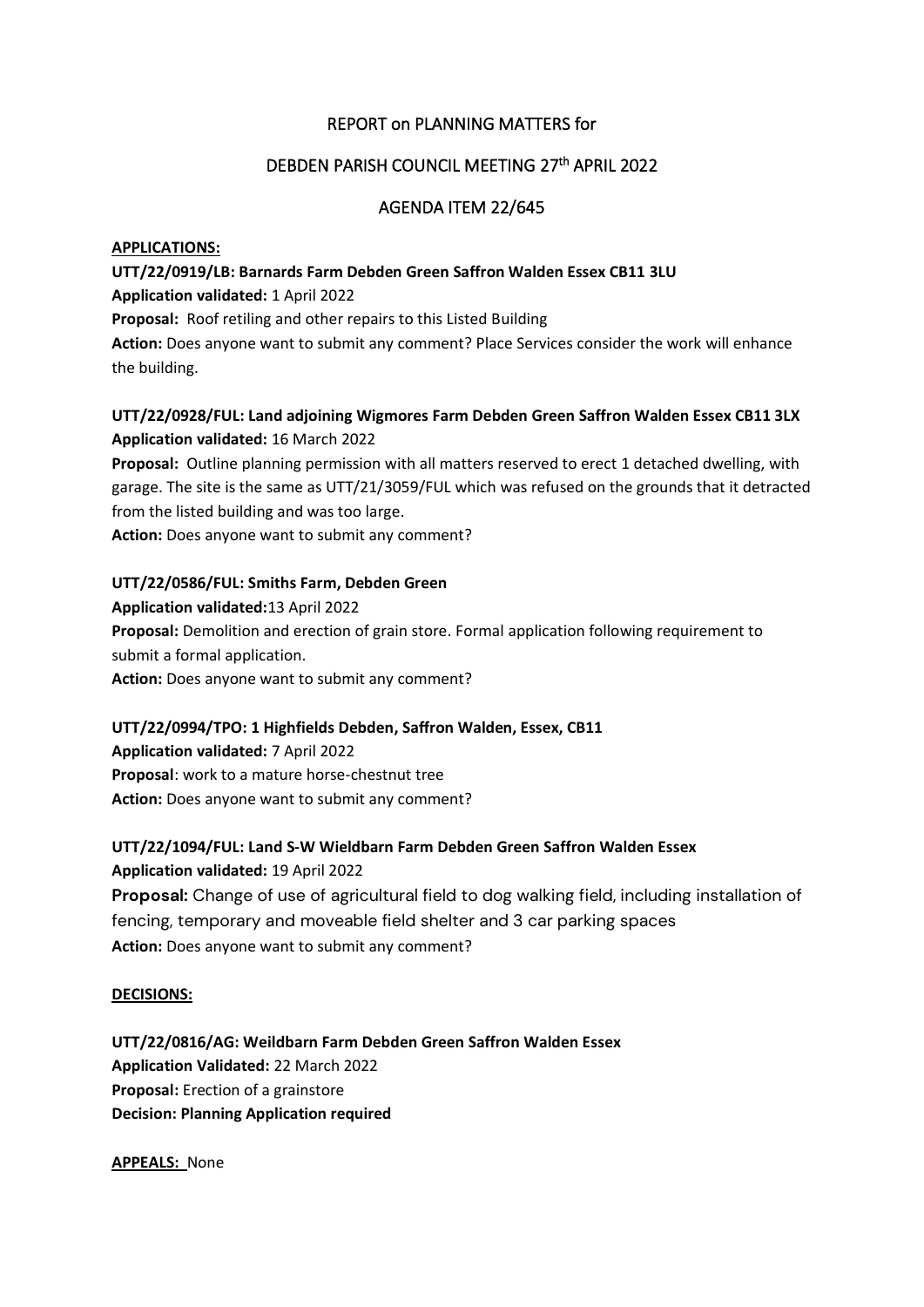# REPORT on PLANNING MATTERS for

## DEBDEN PARISH COUNCIL MEETING 27th APRIL 2022

## AGENDA ITEM 22/645

**APPLICATIONS:**

**UTT/22/0919/LB: Barnards Farm Debden Green Saffron Walden Essex CB11 3LU**
**Application validated:** 1 April 2022
**Proposal:** Roof retiling and other repairs to this Listed Building
**Action:** Does anyone want to submit any comment? Place Services consider the work will enhance the building.

**UTT/22/0928/FUL: Land adjoining Wigmores Farm Debden Green Saffron Walden Essex CB11 3LX**
**Application validated:** 16 March 2022
**Proposal:** Outline planning permission with all matters reserved to erect 1 detached dwelling, with garage. The site is the same as UTT/21/3059/FUL which was refused on the grounds that it detracted from the listed building and was too large.
**Action:** Does anyone want to submit any comment?

**UTT/22/0586/FUL: Smiths Farm, Debden Green**
**Application validated:**13 April 2022
**Proposal:** Demolition and erection of grain store. Formal application following requirement to submit a formal application.
**Action:** Does anyone want to submit any comment?

**UTT/22/0994/TPO: 1 Highfields Debden, Saffron Walden, Essex, CB11**
**Application validated:** 7 April 2022
**Proposal**: work to a mature horse-chestnut tree
**Action:** Does anyone want to submit any comment?

**UTT/22/1094/FUL: Land S-W Wieldbarn Farm Debden Green Saffron Walden Essex**
**Application validated:** 19 April 2022
**Proposal:** Change of use of agricultural field to dog walking field, including installation of fencing, temporary and moveable field shelter and 3 car parking spaces
**Action:** Does anyone want to submit any comment?

**DECISIONS:**

**UTT/22/0816/AG: Weildbarn Farm Debden Green Saffron Walden Essex**
**Application Validated:** 22 March 2022
**Proposal:** Erection of a grainstore
**Decision: Planning Application required**

**APPEALS:** None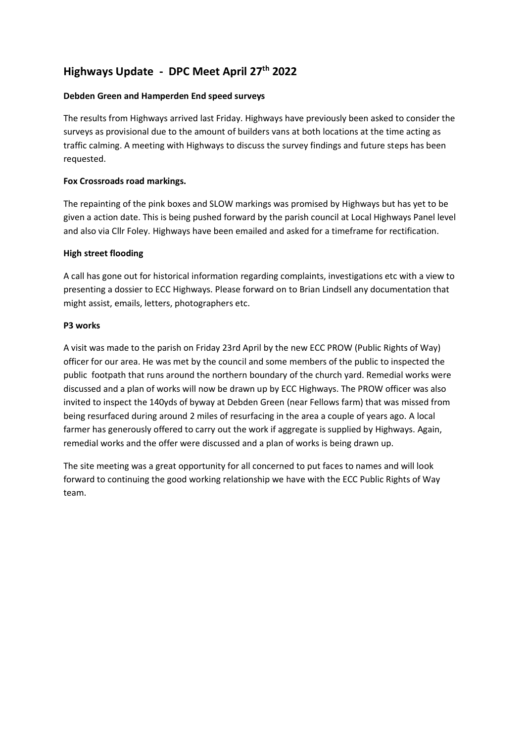# Highways Update - DPC Meet April 27th 2022

**Debden Green and Hamperden End speed surveys**

The results from Highways arrived last Friday. Highways have previously been asked to consider the surveys as provisional due to the amount of builders vans at both locations at the time acting as traffic calming. A meeting with Highways to discuss the survey findings and future steps has been requested.

**Fox Crossroads road markings.**

The repainting of the pink boxes and SLOW markings was promised by Highways but has yet to be given a action date. This is being pushed forward by the parish council at Local Highways Panel level and also via Cllr Foley. Highways have been emailed and asked for a timeframe for rectification.

**High street flooding**

A call has gone out for historical information regarding complaints, investigations etc with a view to presenting a dossier to ECC Highways. Please forward on to Brian Lindsell any documentation that might assist, emails, letters, photographers etc.

**P3 works**

A visit was made to the parish on Friday 23rd April by the new ECC PROW (Public Rights of Way) officer for our area. He was met by the council and some members of the public to inspected the public footpath that runs around the northern boundary of the church yard. Remedial works were discussed and a plan of works will now be drawn up by ECC Highways. The PROW officer was also invited to inspect the 140yds of byway at Debden Green (near Fellows farm) that was missed from being resurfaced during around 2 miles of resurfacing in the area a couple of years ago. A local farmer has generously offered to carry out the work if aggregate is supplied by Highways. Again, remedial works and the offer were discussed and a plan of works is being drawn up.

The site meeting was a great opportunity for all concerned to put faces to names and will look forward to continuing the good working relationship we have with the ECC Public Rights of Way team.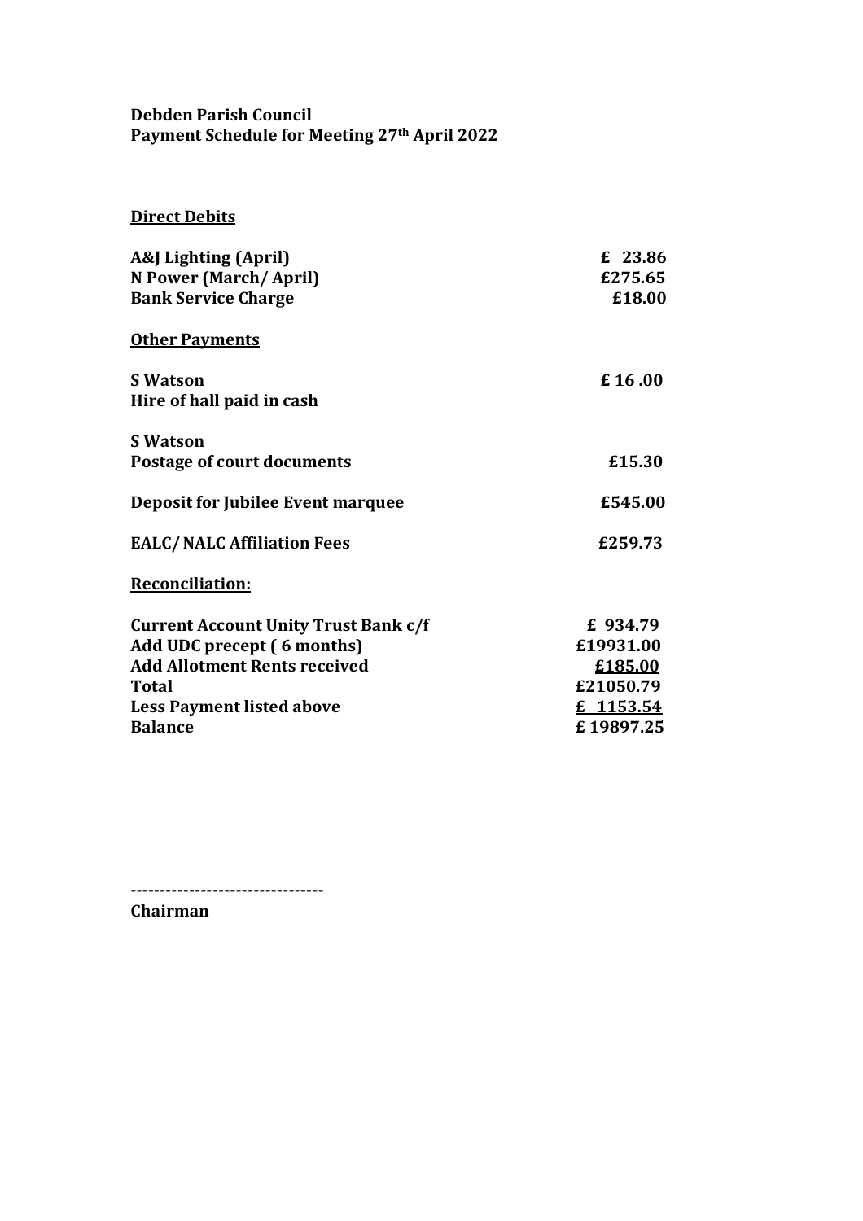**Debden Parish Council**
**Payment Schedule for Meeting 27th April 2022**

**Direct Debits**

| | |
|---|---|
| **A&J Lighting (April)** | **£ 23.86** |
| **N Power (March/ April)** | **£275.65** |
| **Bank Service Charge** | **£18.00** |

**Other Payments**

| | |
|---|---|
| **S Watson**<br>**Hire of hall paid in cash** | **£ 16 .00** |
| **S Watson**<br>**Postage of court documents** | **£15.30** |
| **Deposit for Jubilee Event marquee** | **£545.00** |
| **EALC/ NALC Affiliation Fees** | **£259.73** |

**Reconciliation:**

| | |
|---|---|
| **Current Account Unity Trust Bank c/f** | **£ 934.79** |
| **Add UDC precept ( 6 months)** | **£19931.00** |
| **Add Allotment Rents received** | **£185.00** |
| **Total** | **£21050.79** |
| **Less Payment listed above** | **£ 1153.54** |
| **Balance** | **£ 19897.25** |

--------------------------------
**Chairman**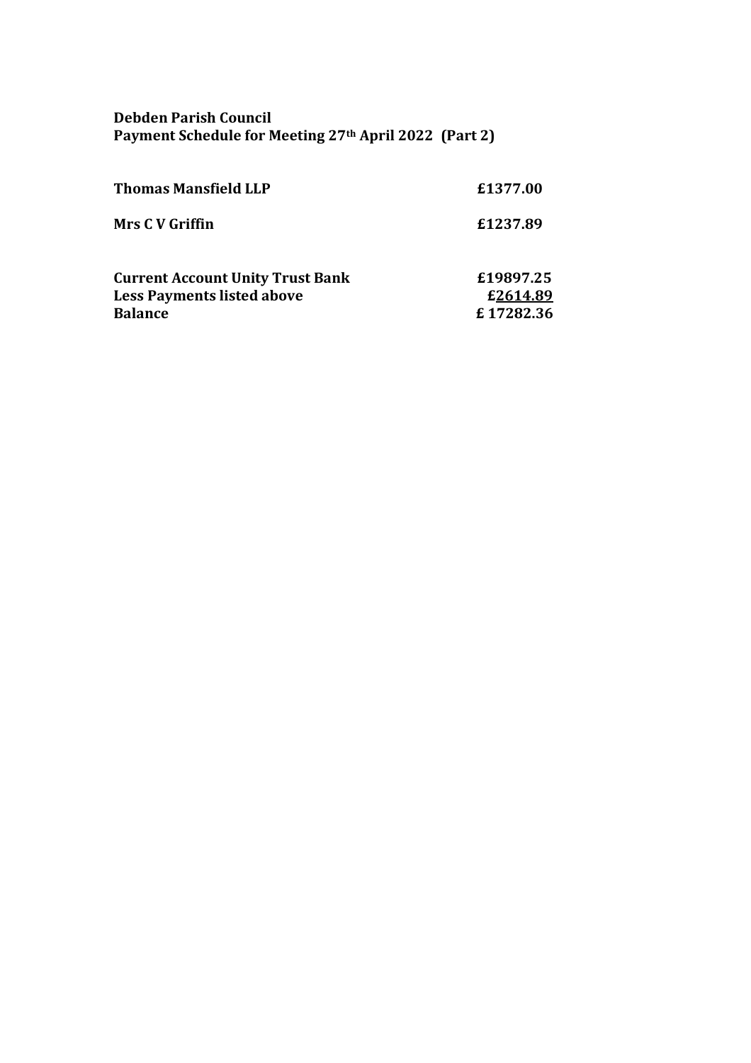**Debden Parish Council**
**Payment Schedule for Meeting 27th April 2022 (Part 2)**

| | |
|---|---|
| **Thomas Mansfield LLP** | **£1377.00** |
| **Mrs C V Griffin** | **£1237.89** |
| | |
| **Current Account Unity Trust Bank** | **£19897.25** |
| **Less Payments listed above** | **£2614.89** |
| **Balance** | **£ 17282.36** |